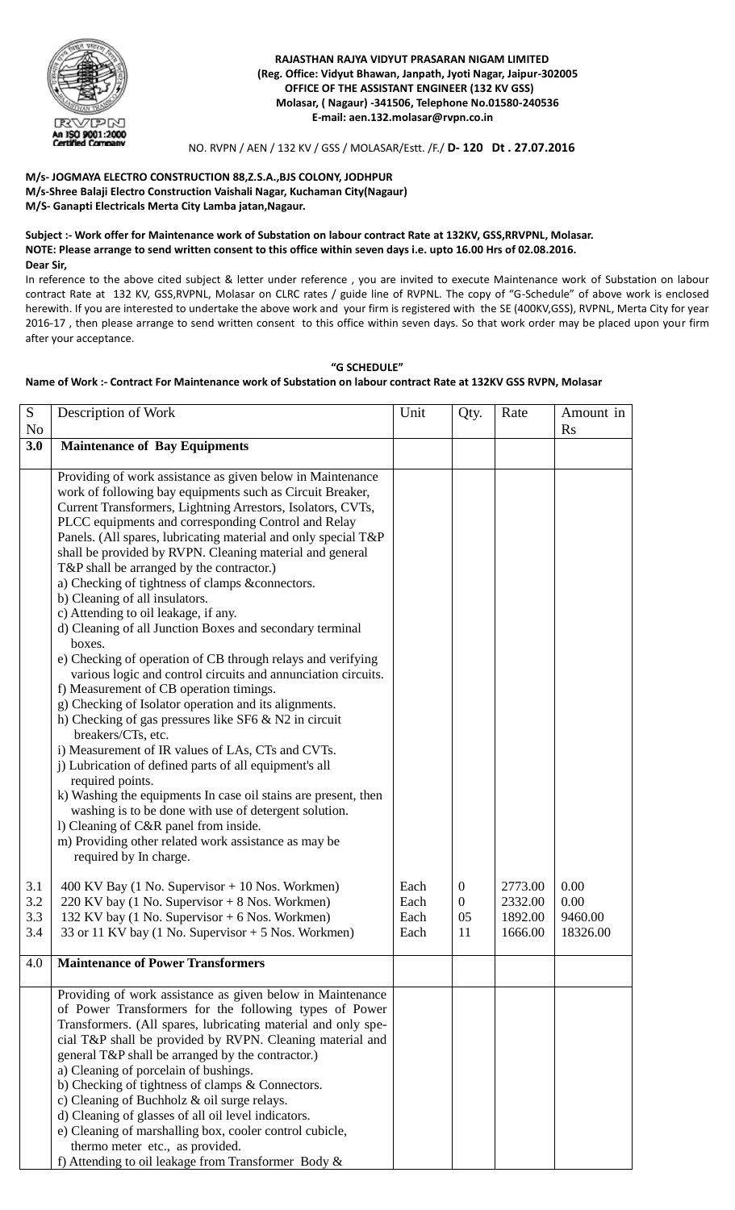**RAJASTHAN RAJYA VIDYUT PRASARAN NIGAM LIMITED**
**(Reg. Office: Vidyut Bhawan, Janpath, Jyoti Nagar, Jaipur-302005**
**OFFICE OF THE ASSISTANT ENGINEER (132 KV GSS)**
**Molasar, ( Nagaur) -341506, Telephone No.01580-240536**
**E-mail: aen.132.molasar@rvpn.co.in**

NO. RVPN / AEN / 132 KV / GSS / MOLASAR/Estt. /F./ **D- 120 Dt . 27.07.2016**

**M/s- JOGMAYA ELECTRO CONSTRUCTION 88,Z.S.A.,BJS COLONY, JODHPUR**
**M/s-Shree Balaji Electro Construction Vaishali Nagar, Kuchaman City(Nagaur)**
**M/S- Ganapti Electricals Merta City Lamba jatan,Nagaur.**

**Subject :- Work offer for Maintenance work of Substation on labour contract Rate at 132KV, GSS,RRVPNL, Molasar.**
**NOTE: Please arrange to send written consent to this office within seven days i.e. upto 16.00 Hrs of 02.08.2016.**
**Dear Sir,**

In reference to the above cited subject & letter under reference , you are invited to execute Maintenance work of Substation on labour contract Rate at 132 KV, GSS,RVPNL, Molasar on CLRC rates / guide line of RVPNL. The copy of "G-Schedule" of above work is enclosed herewith. If you are interested to undertake the above work and your firm is registered with the SE (400KV,GSS), RVPNL, Merta City for year 2016-17 , then please arrange to send written consent to this office within seven days. So that work order may be placed upon your firm after your acceptance.

**"G SCHEDULE"**

**Name of Work :- Contract For Maintenance work of Substation on labour contract Rate at 132KV GSS RVPN, Molasar**

| S No | Description of Work | Unit | Qty. | Rate | Amount in Rs |
|---|---|---|---|---|---|
| **3.0** | **Maintenance of Bay Equipments** | | | | |
| | Providing of work assistance as given below in Maintenance work of following bay equipments such as Circuit Breaker, Current Transformers, Lightning Arrestors, Isolators, CVTs, PLCC equipments and corresponding Control and Relay Panels. (All spares, lubricating material and only special T&P shall be provided by RVPN. Cleaning material and general T&P shall be arranged by the contractor.)<br>a) Checking of tightness of clamps &connectors.<br>b) Cleaning of all insulators.<br>c) Attending to oil leakage, if any.<br>d) Cleaning of all Junction Boxes and secondary terminal boxes.<br>e) Checking of operation of CB through relays and verifying various logic and control circuits and annunciation circuits.<br>f) Measurement of CB operation timings.<br>g) Checking of Isolator operation and its alignments.<br>h) Checking of gas pressures like SF6 & N2 in circuit breakers/CTs, etc.<br>i) Measurement of IR values of LAs, CTs and CVTs.<br>j) Lubrication of defined parts of all equipment's all required points.<br>k) Washing the equipments In case oil stains are present, then washing is to be done with use of detergent solution.<br>l) Cleaning of C&R panel from inside.<br>m) Providing other related work assistance as may be required by In charge. | | | | |
| 3.1 | 400 KV Bay (1 No. Supervisor + 10 Nos. Workmen) | Each | 0 | 2773.00 | 0.00 |
| 3.2 | 220 KV bay (1 No. Supervisor + 8 Nos. Workmen) | Each | 0 | 2332.00 | 0.00 |
| 3.3 | 132 KV bay (1 No. Supervisor + 6 Nos. Workmen) | Each | 05 | 1892.00 | 9460.00 |
| 3.4 | 33 or 11 KV bay (1 No. Supervisor + 5 Nos. Workmen) | Each | 11 | 1666.00 | 18326.00 |
| 4.0 | **Maintenance of Power Transformers** | | | | |
| | Providing of work assistance as given below in Maintenance of Power Transformers for the following types of Power Transformers. (All spares, lubricating material and only special T&P shall be provided by RVPN. Cleaning material and general T&P shall be arranged by the contractor.)<br>a) Cleaning of porcelain of bushings.<br>b) Checking of tightness of clamps & Connectors.<br>c) Cleaning of Buchholz & oil surge relays.<br>d) Cleaning of glasses of all oil level indicators.<br>e) Cleaning of marshalling box, cooler control cubicle, thermo meter etc., as provided.<br>f) Attending to oil leakage from Transformer Body & | | | | |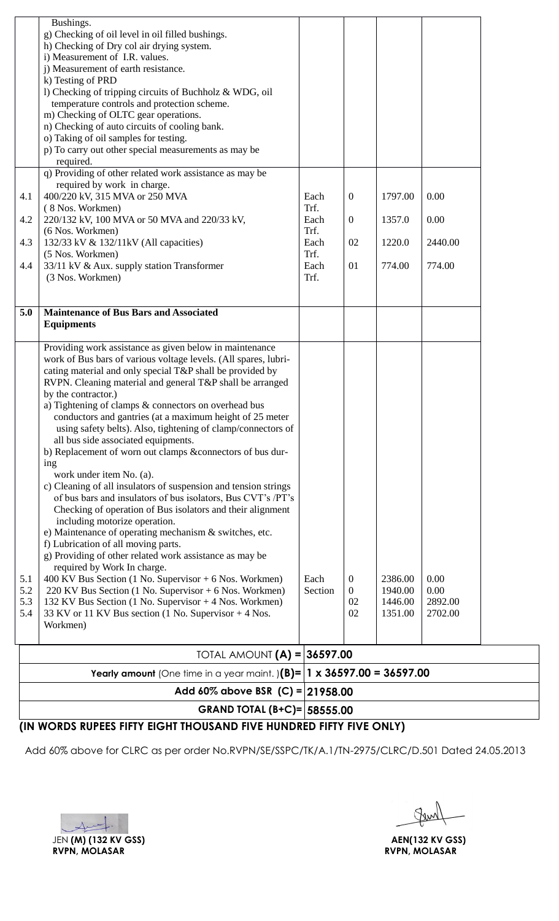| | | | | | |
|---|---|---|---|---|---|
| | Bushings.<br>g) Checking of oil level in oil filled bushings.<br>h) Checking of Dry col air drying system.<br>i) Measurement of I.R. values.<br>j) Measurement of earth resistance.<br>k) Testing of PRD<br>l) Checking of tripping circuits of Buchholz & WDG, oil temperature controls and protection scheme.<br>m) Checking of OLTC gear operations.<br>n) Checking of auto circuits of cooling bank.<br>o) Taking of oil samples for testing.<br>p) To carry out other special measurements as may be required. | | | | |
| | q) Providing of other related work assistance as may be required by work in charge. | | | | |
| 4.1 | 400/220 kV, 315 MVA or 250 MVA (8 Nos. Workmen) | Each Trf. | 0 | 1797.00 | 0.00 |
| 4.2 | 220/132 kV, 100 MVA or 50 MVA and 220/33 kV, (6 Nos. Workmen) | Each Trf. | 0 | 1357.0 | 0.00 |
| 4.3 | 132/33 kV & 132/11kV (All capacities) (5 Nos. Workmen) | Each Trf. | 02 | 1220.0 | 2440.00 |
| 4.4 | 33/11 kV & Aux. supply station Transformer (3 Nos. Workmen) | Each Trf. | 01 | 774.00 | 774.00 |
| **5.0** | **Maintenance of Bus Bars and Associated Equipments** | | | | |
| | Providing work assistance as given below in maintenance work of Bus bars of various voltage levels. (All spares, lubricating material and only special T&P shall be provided by RVPN. Cleaning material and general T&P shall be arranged by the contractor.)<br>a) Tightening of clamps & connectors on overhead bus conductors and gantries (at a maximum height of 25 meter using safety belts). Also, tightening of clamp/connectors of all bus side associated equipments.<br>b) Replacement of worn out clamps &connectors of bus during work under item No. (a).<br>c) Cleaning of all insulators of suspension and tension strings of bus bars and insulators of bus isolators, Bus CVT's /PT's Checking of operation of Bus isolators and their alignment including motorize operation.<br>e) Maintenance of operating mechanism & switches, etc.<br>f) Lubrication of all moving parts.<br>g) Providing of other related work assistance as may be required by Work In charge. | | | | |
| 5.1 | 400 KV Bus Section (1 No. Supervisor + 6 Nos. Workmen) | Each Section | 0 | 2386.00 | 0.00 |
| 5.2 | 220 KV Bus Section (1 No. Supervisor + 6 Nos. Workmen) | | 0 | 1940.00 | 0.00 |
| 5.3 | 132 KV Bus Section (1 No. Supervisor + 4 Nos. Workmen) | | 02 | 1446.00 | 2892.00 |
| 5.4 | 33 KV or 11 KV Bus section (1 No. Supervisor + 4 Nos. Workmen) | | 02 | 1351.00 | 2702.00 |

| | |
|---|---|
| TOTAL AMOUNT **(A) =** | **36597.00** |
| **Yearly amount** (One time in a year maint. )**(B)=** | **1 x 36597.00 = 36597.00** |
| **Add 60% above BSR (C) =** | **21958.00** |
| **GRAND TOTAL (B+C)=** | **58555.00** |

**(IN WORDS RUPEES FIFTY EIGHT THOUSAND FIVE HUNDRED FIFTY FIVE ONLY)**

Add 60% above for CLRC as per order No.RVPN/SE/SSPC/TK/A.1/TN-2975/CLRC/D.501 Dated 24.05.2013

JEN **(M) (132 KV GSS)**
**RVPN, MOLASAR**

**AEN(132 KV GSS)**
**RVPN, MOLASAR**